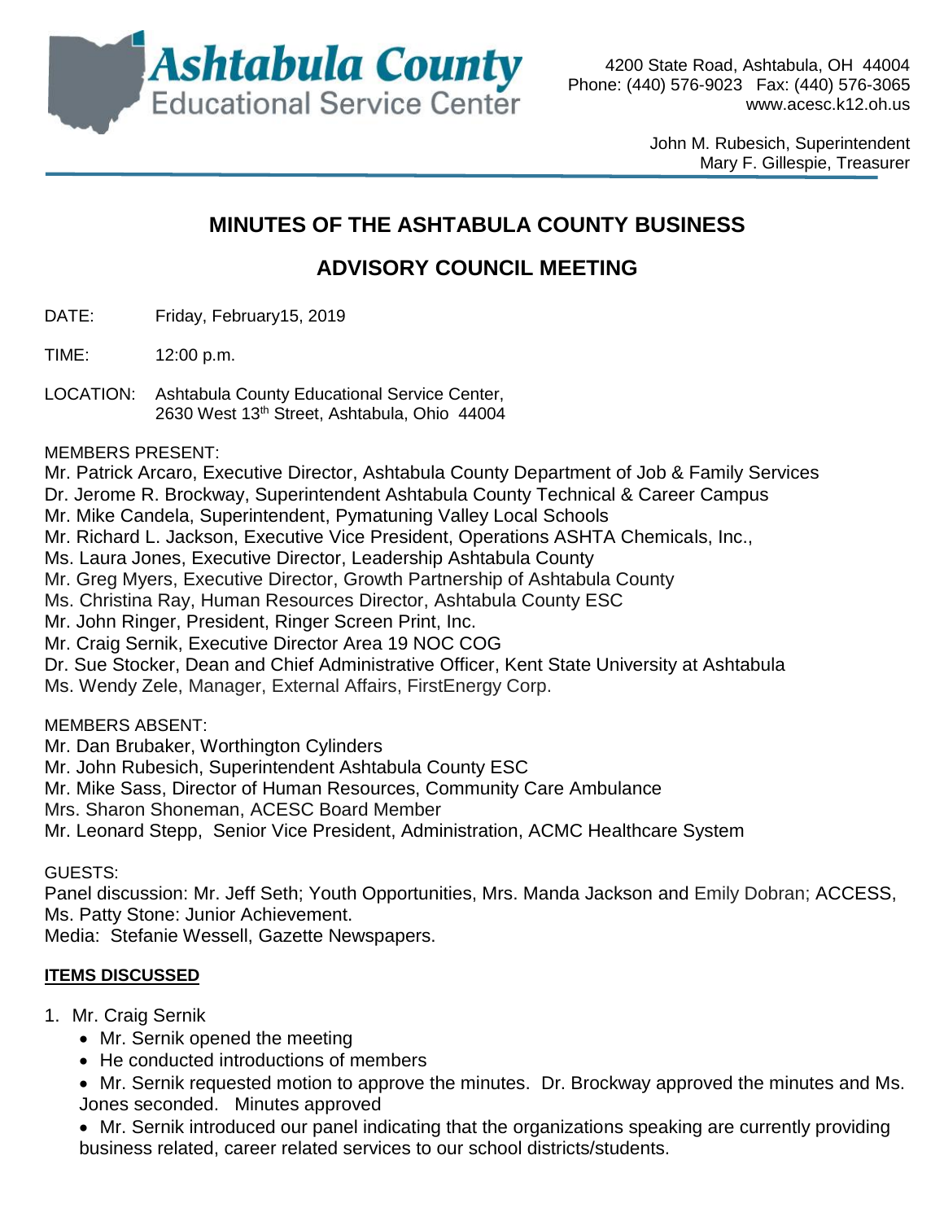**Ashtabula County**
Educational Service Center

4200 State Road, Ashtabula, OH 44004
Phone: (440) 576-9023 Fax: (440) 576-3065
www.acesc.k12.oh.us

John M. Rubesich, Superintendent
Mary F. Gillespie, Treasurer

# MINUTES OF THE ASHTABULA COUNTY BUSINESS ADVISORY COUNCIL MEETING

DATE: Friday, February15, 2019

TIME: 12:00 p.m.

LOCATION: Ashtabula County Educational Service Center, 2630 West 13th Street, Ashtabula, Ohio 44004

MEMBERS PRESENT:
Mr. Patrick Arcaro, Executive Director, Ashtabula County Department of Job & Family Services
Dr. Jerome R. Brockway, Superintendent Ashtabula County Technical & Career Campus
Mr. Mike Candela, Superintendent, Pymatuning Valley Local Schools
Mr. Richard L. Jackson, Executive Vice President, Operations ASHTA Chemicals, Inc.,
Ms. Laura Jones, Executive Director, Leadership Ashtabula County
Mr. Greg Myers, Executive Director, Growth Partnership of Ashtabula County
Ms. Christina Ray, Human Resources Director, Ashtabula County ESC
Mr. John Ringer, President, Ringer Screen Print, Inc.
Mr. Craig Sernik, Executive Director Area 19 NOC COG
Dr. Sue Stocker, Dean and Chief Administrative Officer, Kent State University at Ashtabula
Ms. Wendy Zele, Manager, External Affairs, FirstEnergy Corp.

MEMBERS ABSENT:
Mr. Dan Brubaker, Worthington Cylinders
Mr. John Rubesich, Superintendent Ashtabula County ESC
Mr. Mike Sass, Director of Human Resources, Community Care Ambulance
Mrs. Sharon Shoneman, ACESC Board Member
Mr. Leonard Stepp, Senior Vice President, Administration, ACMC Healthcare System

GUESTS:
Panel discussion: Mr. Jeff Seth; Youth Opportunities, Mrs. Manda Jackson and Emily Dobran; ACCESS, Ms. Patty Stone: Junior Achievement.
Media: Stefanie Wessell, Gazette Newspapers.

**ITEMS DISCUSSED**

1. Mr. Craig Sernik
   - Mr. Sernik opened the meeting
   - He conducted introductions of members
   - Mr. Sernik requested motion to approve the minutes. Dr. Brockway approved the minutes and Ms. Jones seconded. Minutes approved
   - Mr. Sernik introduced our panel indicating that the organizations speaking are currently providing business related, career related services to our school districts/students.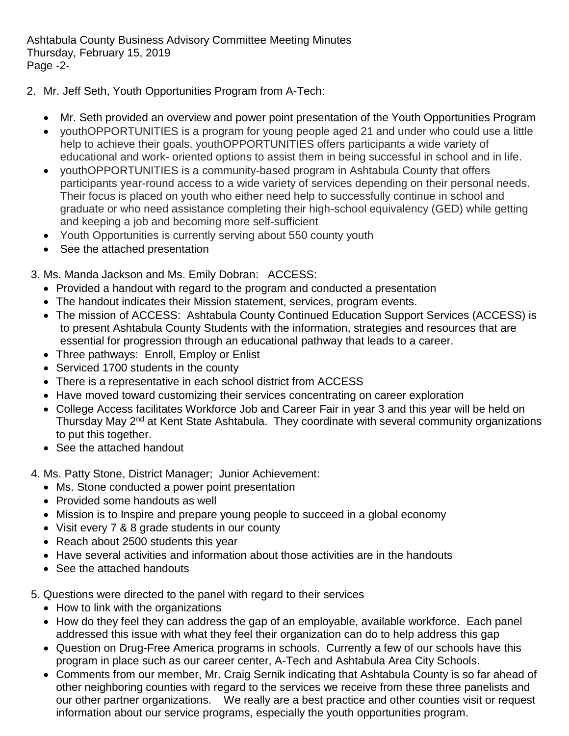2. Mr. Jeff Seth, Youth Opportunities Program from A-Tech:

   - Mr. Seth provided an overview and power point presentation of the Youth Opportunities Program
   - youthOPPORTUNITIES is a program for young people aged 21 and under who could use a little help to achieve their goals. youthOPPORTUNITIES offers participants a wide variety of educational and work- oriented options to assist them in being successful in school and in life.
   - youthOPPORTUNITIES is a community-based program in Ashtabula County that offers participants year-round access to a wide variety of services depending on their personal needs. Their focus is placed on youth who either need help to successfully continue in school and graduate or who need assistance completing their high-school equivalency (GED) while getting and keeping a job and becoming more self-sufficient.
   - Youth Opportunities is currently serving about 550 county youth
   - See the attached presentation

3. Ms. Manda Jackson and Ms. Emily Dobran: ACCESS:
   - Provided a handout with regard to the program and conducted a presentation
   - The handout indicates their Mission statement, services, program events.
   - The mission of ACCESS: Ashtabula County Continued Education Support Services (ACCESS) is to present Ashtabula County Students with the information, strategies and resources that are essential for progression through an educational pathway that leads to a career.
   - Three pathways: Enroll, Employ or Enlist
   - Serviced 1700 students in the county
   - There is a representative in each school district from ACCESS
   - Have moved toward customizing their services concentrating on career exploration
   - College Access facilitates Workforce Job and Career Fair in year 3 and this year will be held on Thursday May 2nd at Kent State Ashtabula. They coordinate with several community organizations to put this together.
   - See the attached handout

4. Ms. Patty Stone, District Manager; Junior Achievement:
   - Ms. Stone conducted a power point presentation
   - Provided some handouts as well
   - Mission is to Inspire and prepare young people to succeed in a global economy
   - Visit every 7 & 8 grade students in our county
   - Reach about 2500 students this year
   - Have several activities and information about those activities are in the handouts
   - See the attached handouts

5. Questions were directed to the panel with regard to their services
   - How to link with the organizations
   - How do they feel they can address the gap of an employable, available workforce. Each panel addressed this issue with what they feel their organization can do to help address this gap
   - Question on Drug-Free America programs in schools. Currently a few of our schools have this program in place such as our career center, A-Tech and Ashtabula Area City Schools.
   - Comments from our member, Mr. Craig Sernik indicating that Ashtabula County is so far ahead of other neighboring counties with regard to the services we receive from these three panelists and our other partner organizations. We really are a best practice and other counties visit or request information about our service programs, especially the youth opportunities program.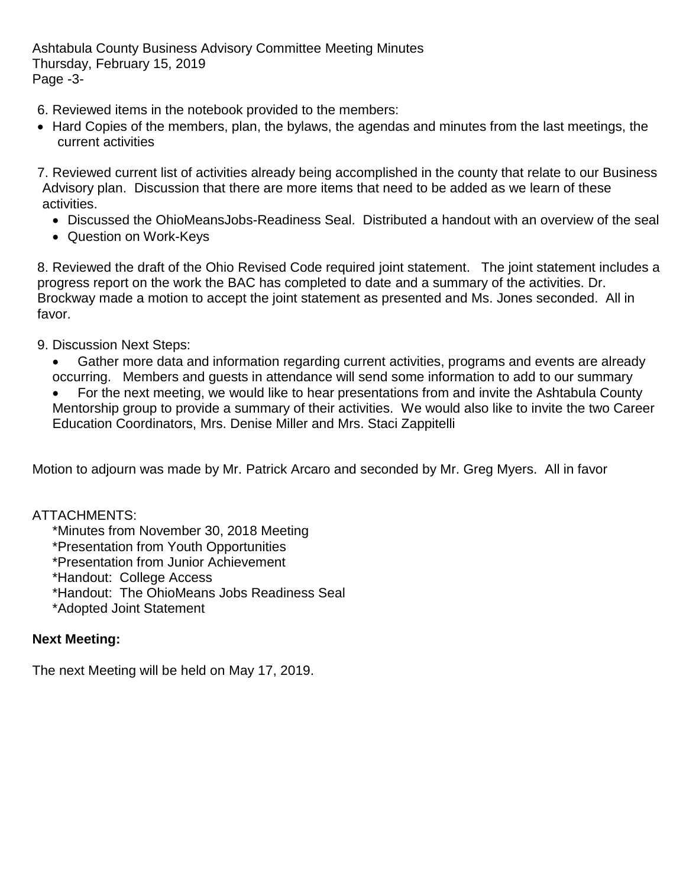6. Reviewed items in the notebook provided to the members:
- Hard Copies of the members, plan, the bylaws, the agendas and minutes from the last meetings, the current activities

7. Reviewed current list of activities already being accomplished in the county that relate to our Business Advisory plan. Discussion that there are more items that need to be added as we learn of these activities.
   - Discussed the OhioMeansJobs-Readiness Seal. Distributed a handout with an overview of the seal
   - Question on Work-Keys

8. Reviewed the draft of the Ohio Revised Code required joint statement. The joint statement includes a progress report on the work the BAC has completed to date and a summary of the activities. Dr. Brockway made a motion to accept the joint statement as presented and Ms. Jones seconded. All in favor.

9. Discussion Next Steps:
   - Gather more data and information regarding current activities, programs and events are already occurring. Members and guests in attendance will send some information to add to our summary
   - For the next meeting, we would like to hear presentations from and invite the Ashtabula County Mentorship group to provide a summary of their activities. We would also like to invite the two Career Education Coordinators, Mrs. Denise Miller and Mrs. Staci Zappitelli

Motion to adjourn was made by Mr. Patrick Arcaro and seconded by Mr. Greg Myers. All in favor

ATTACHMENTS:

*Minutes from November 30, 2018 Meeting
*Presentation from Youth Opportunities
*Presentation from Junior Achievement
*Handout: College Access
*Handout: The OhioMeans Jobs Readiness Seal
*Adopted Joint Statement

**Next Meeting:**

The next Meeting will be held on May 17, 2019.